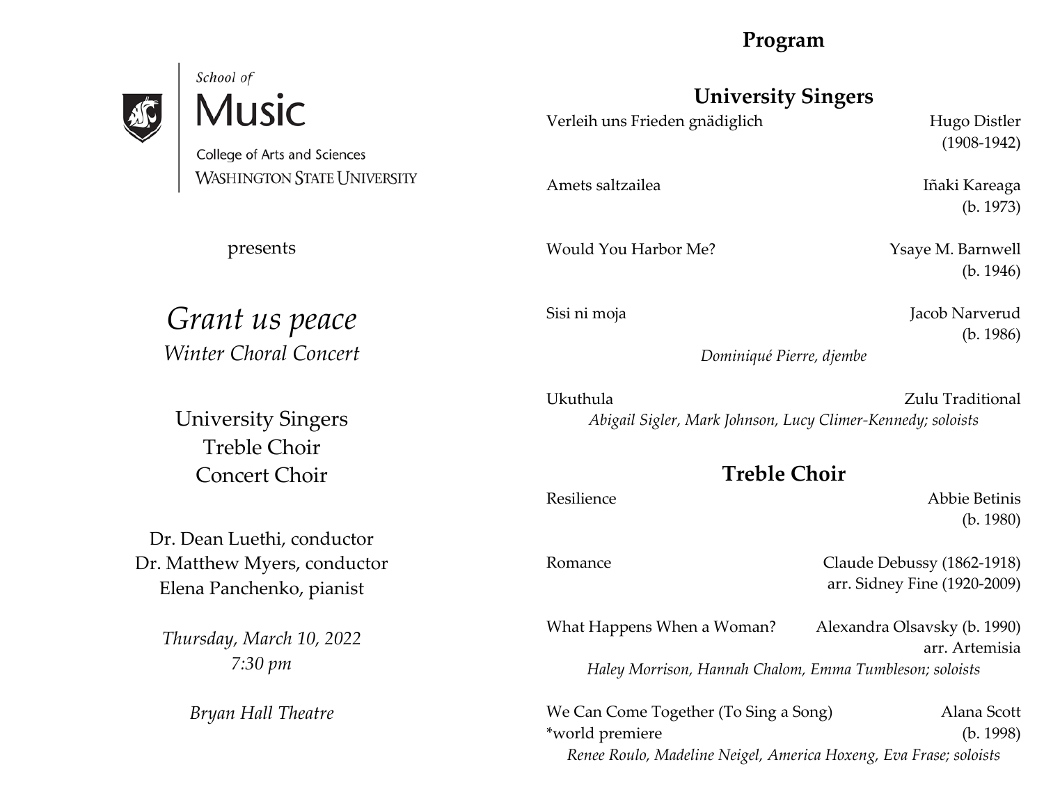School of
Music
College of Arts and Sciences
WASHINGTON STATE UNIVERSITY

presents

# *Grant us peace*

*Winter Choral Concert*

University Singers
Treble Choir
Concert Choir

Dr. Dean Luethi, conductor
Dr. Matthew Myers, conductor
Elena Panchenko, pianist

*Thursday, March 10, 2022*
*7:30 pm*

*Bryan Hall Theatre*

## Program

### University Singers

Verleih uns Frieden gnädiglich — Hugo Distler (1908-1942)

Amets saltzailea — Iñaki Kareaga (b. 1973)

Would You Harbor Me? — Ysaye M. Barnwell (b. 1946)

Sisi ni moja — Jacob Narverud (b. 1986)
*Dominiqué Pierre, djembe*

Ukuthula — Zulu Traditional
*Abigail Sigler, Mark Johnson, Lucy Climer-Kennedy; soloists*

### Treble Choir

Resilience — Abbie Betinis (b. 1980)

Romance — Claude Debussy (1862-1918)
arr. Sidney Fine (1920-2009)

What Happens When a Woman? — Alexandra Olsavsky (b. 1990)
arr. Artemisia
*Haley Morrison, Hannah Chalom, Emma Tumbleson; soloists*

We Can Come Together (To Sing a Song) — Alana Scott (b. 1998)
*world premiere
*Renee Roulo, Madeline Neigel, America Hoxeng, Eva Frase; soloists*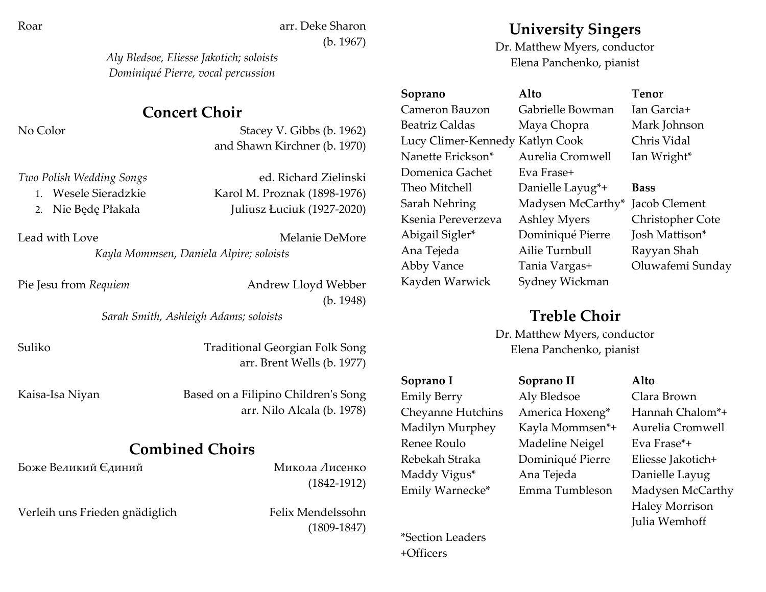Roar — arr. Deke Sharon (b. 1967)

*Aly Bledsoe, Eliesse Jakotich; soloists*
*Dominiqué Pierre, vocal percussion*

## Concert Choir

No Color — Stacey V. Gibbs (b. 1962) and Shawn Kirchner (b. 1970)

*Two Polish Wedding Songs* — ed. Richard Zielinski

1. Wesele Sieradzkie — Karol M. Proznak (1898-1976)
2. Nie Będę Płakała — Juliusz Łuciuk (1927-2020)

Lead with Love — Melanie DeMore

*Kayla Mommsen, Daniela Alpire; soloists*

Pie Jesu from *Requiem* — Andrew Lloyd Webber (b. 1948)

*Sarah Smith, Ashleigh Adams; soloists*

Suliko — Traditional Georgian Folk Song, arr. Brent Wells (b. 1977)

Kaisa-Isa Niyan — Based on a Filipino Children's Song, arr. Nilo Alcala (b. 1978)

## Combined Choirs

Боже Великий Єдиний — Микола Лисенко (1842-1912)

Verleih uns Frieden gnädiglich — Felix Mendelssohn (1809-1847)

## University Singers

Dr. Matthew Myers, conductor
Elena Panchenko, pianist

**Soprano**
Cameron Bauzon
Beatriz Caldas
Lucy Climer-Kennedy
Nanette Erickson*
Domenica Gachet
Theo Mitchell
Sarah Nehring
Ksenia Pereverzeva
Abigail Sigler*
Ana Tejeda
Abby Vance
Kayden Warwick

**Alto**
Gabrielle Bowman
Maya Chopra
Katlyn Cook
Aurelia Cromwell
Eva Frase+
Danielle Layug*+
Madysen McCarthy*
Ashley Myers
Dominiqué Pierre
Ailie Turnbull
Tania Vargas+
Sydney Wickman

**Tenor**
Ian Garcia+
Mark Johnson
Chris Vidal
Ian Wright*

**Bass**
Jacob Clement
Christopher Cote
Josh Mattison*
Rayyan Shah
Oluwafemi Sunday

## Treble Choir

Dr. Matthew Myers, conductor
Elena Panchenko, pianist

**Soprano I**
Emily Berry
Cheyanne Hutchins
Madilyn Murphey
Renee Roulo
Rebekah Straka
Maddy Vigus*
Emily Warnecke*

**Soprano II**
Aly Bledsoe
America Hoxeng*
Kayla Mommsen*+
Madeline Neigel
Dominiqué Pierre
Ana Tejeda
Emma Tumbleson

**Alto**
Clara Brown
Hannah Chalom*+
Aurelia Cromwell
Eva Frase*+
Eliesse Jakotich+
Danielle Layug
Madysen McCarthy
Haley Morrison
Julia Wemhoff

*Section Leaders
+Officers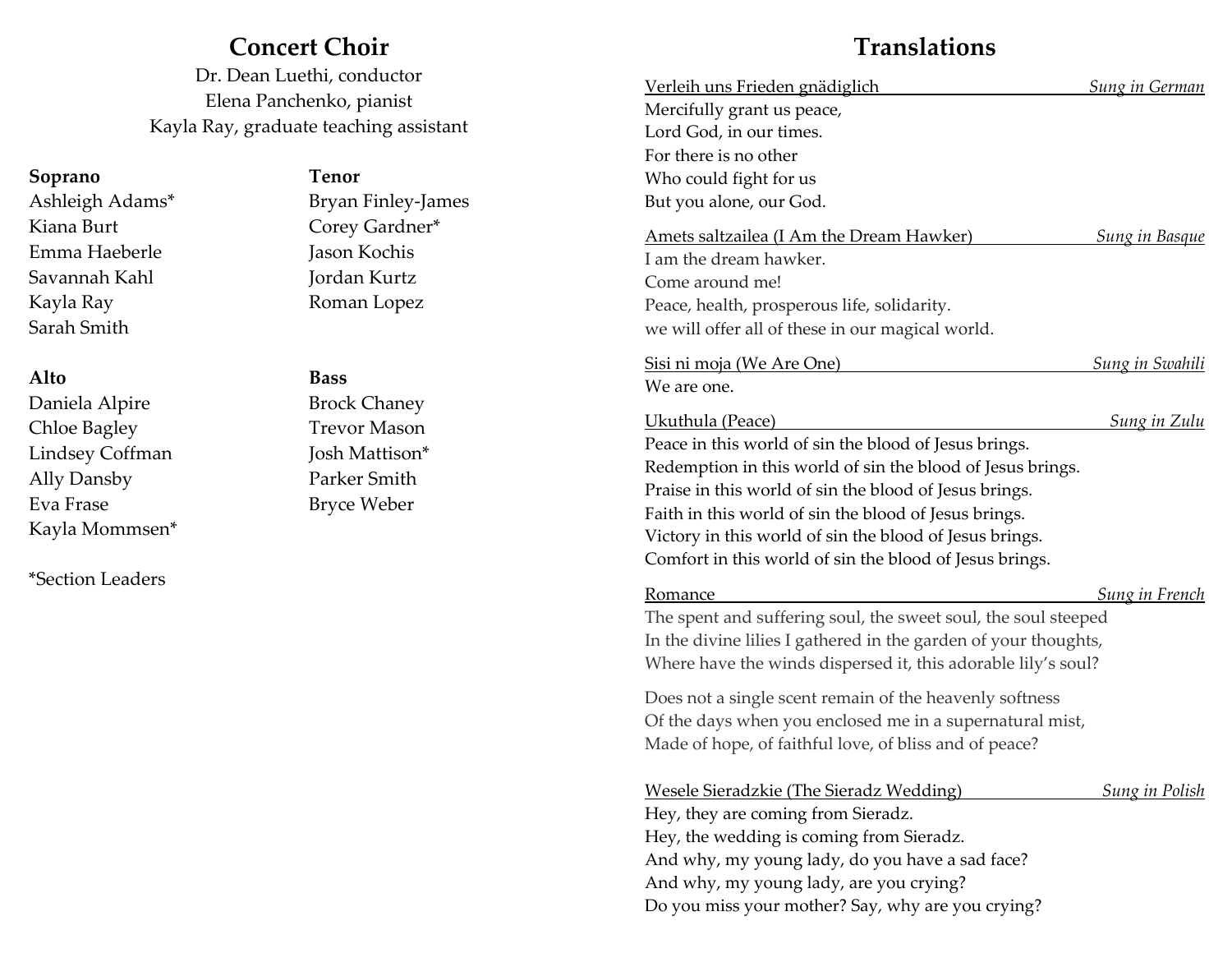## Concert Choir

Dr. Dean Luethi, conductor
Elena Panchenko, pianist
Kayla Ray, graduate teaching assistant

**Soprano**
Ashleigh Adams*
Kiana Burt
Emma Haeberle
Savannah Kahl
Kayla Ray
Sarah Smith

**Alto**
Daniela Alpire
Chloe Bagley
Lindsey Coffman
Ally Dansby
Eva Frase
Kayla Mommsen*

**Tenor**
Bryan Finley-James
Corey Gardner*
Jason Kochis
Jordan Kurtz
Roman Lopez

**Bass**
Brock Chaney
Trevor Mason
Josh Mattison*
Parker Smith
Bryce Weber

*Section Leaders

## Translations

Verleih uns Frieden gnädiglich — *Sung in German*

Mercifully grant us peace,
Lord God, in our times.
For there is no other
Who could fight for us
But you alone, our God.

Amets saltzailea (I Am the Dream Hawker) — *Sung in Basque*

I am the dream hawker.
Come around me!
Peace, health, prosperous life, solidarity.
we will offer all of these in our magical world.

Sisi ni moja (We Are One) — *Sung in Swahili*

We are one.

Ukuthula (Peace) — *Sung in Zulu*

Peace in this world of sin the blood of Jesus brings.
Redemption in this world of sin the blood of Jesus brings.
Praise in this world of sin the blood of Jesus brings.
Faith in this world of sin the blood of Jesus brings.
Victory in this world of sin the blood of Jesus brings.
Comfort in this world of sin the blood of Jesus brings.

Romance — *Sung in French*

The spent and suffering soul, the sweet soul, the soul steeped
In the divine lilies I gathered in the garden of your thoughts,
Where have the winds dispersed it, this adorable lily's soul?

Does not a single scent remain of the heavenly softness
Of the days when you enclosed me in a supernatural mist,
Made of hope, of faithful love, of bliss and of peace?

Wesele Sieradzkie (The Sieradz Wedding) — *Sung in Polish*

Hey, they are coming from Sieradz.
Hey, the wedding is coming from Sieradz.
And why, my young lady, do you have a sad face?
And why, my young lady, are you crying?
Do you miss your mother? Say, why are you crying?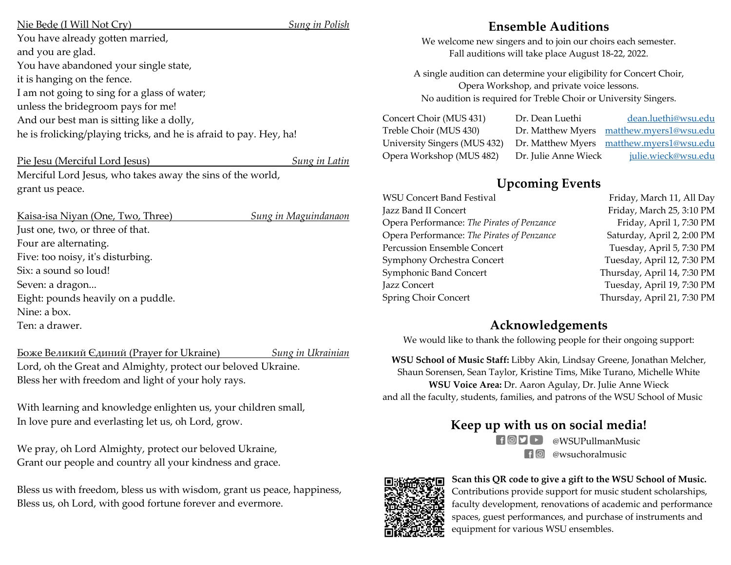Nie Będę (I Will Not Cry) *Sung in Polish*

You have already gotten married,
and you are glad.
You have abandoned your single state,
it is hanging on the fence.
I am not going to sing for a glass of water;
unless the bridegroom pays for me!
And our best man is sitting like a dolly,
he is frolicking/playing tricks, and he is afraid to pay. Hey, ha!

Pie Jesu (Merciful Lord Jesus) *Sung in Latin*

Merciful Lord Jesus, who takes away the sins of the world,
grant us peace.

Kaisa-isa Niyan (One, Two, Three) *Sung in Maguindanaon*

Just one, two, or three of that.
Four are alternating.
Five: too noisy, it's disturbing.
Six: a sound so loud!
Seven: a dragon...
Eight: pounds heavily on a puddle.
Nine: a box.
Ten: a drawer.

Боже Великий Єдиний (Prayer for Ukraine) *Sung in Ukrainian*

Lord, oh the Great and Almighty, protect our beloved Ukraine.
Bless her with freedom and light of your holy rays.

With learning and knowledge enlighten us, your children small,
In love pure and everlasting let us, oh Lord, grow.

We pray, oh Lord Almighty, protect our beloved Ukraine,
Grant our people and country all your kindness and grace.

Bless us with freedom, bless us with wisdom, grant us peace, happiness,
Bless us, oh Lord, with good fortune forever and evermore.

## Ensemble Auditions

We welcome new singers and to join our choirs each semester.
Fall auditions will take place August 18-22, 2022.

A single audition can determine your eligibility for Concert Choir, Opera Workshop, and private voice lessons.
No audition is required for Treble Choir or University Singers.

| | | |
|---|---|---|
| Concert Choir (MUS 431) | Dr. Dean Luethi | dean.luethi@wsu.edu |
| Treble Choir (MUS 430) | Dr. Matthew Myers | matthew.myers1@wsu.edu |
| University Singers (MUS 432) | Dr. Matthew Myers | matthew.myers1@wsu.edu |
| Opera Workshop (MUS 482) | Dr. Julie Anne Wieck | julie.wieck@wsu.edu |

## Upcoming Events

| | |
|---|---|
| WSU Concert Band Festival | Friday, March 11, All Day |
| Jazz Band II Concert | Friday, March 25, 3:10 PM |
| Opera Performance: *The Pirates of Penzance* | Friday, April 1, 7:30 PM |
| Opera Performance: *The Pirates of Penzance* | Saturday, April 2, 2:00 PM |
| Percussion Ensemble Concert | Tuesday, April 5, 7:30 PM |
| Symphony Orchestra Concert | Tuesday, April 12, 7:30 PM |
| Symphonic Band Concert | Thursday, April 14, 7:30 PM |
| Jazz Concert | Tuesday, April 19, 7:30 PM |
| Spring Choir Concert | Thursday, April 21, 7:30 PM |

## Acknowledgements

We would like to thank the following people for their ongoing support:

**WSU School of Music Staff:** Libby Akin, Lindsay Greene, Jonathan Melcher, Shaun Sorensen, Sean Taylor, Kristine Tims, Mike Turano, Michelle White
**WSU Voice Area:** Dr. Aaron Agulay, Dr. Julie Anne Wieck
and all the faculty, students, families, and patrons of the WSU School of Music

## Keep up with us on social media!

@WSUPullmanMusic
@wsuchoralmusic

**Scan this QR code to give a gift to the WSU School of Music.** Contributions provide support for music student scholarships, faculty development, renovations of academic and performance spaces, guest performances, and purchase of instruments and equipment for various WSU ensembles.